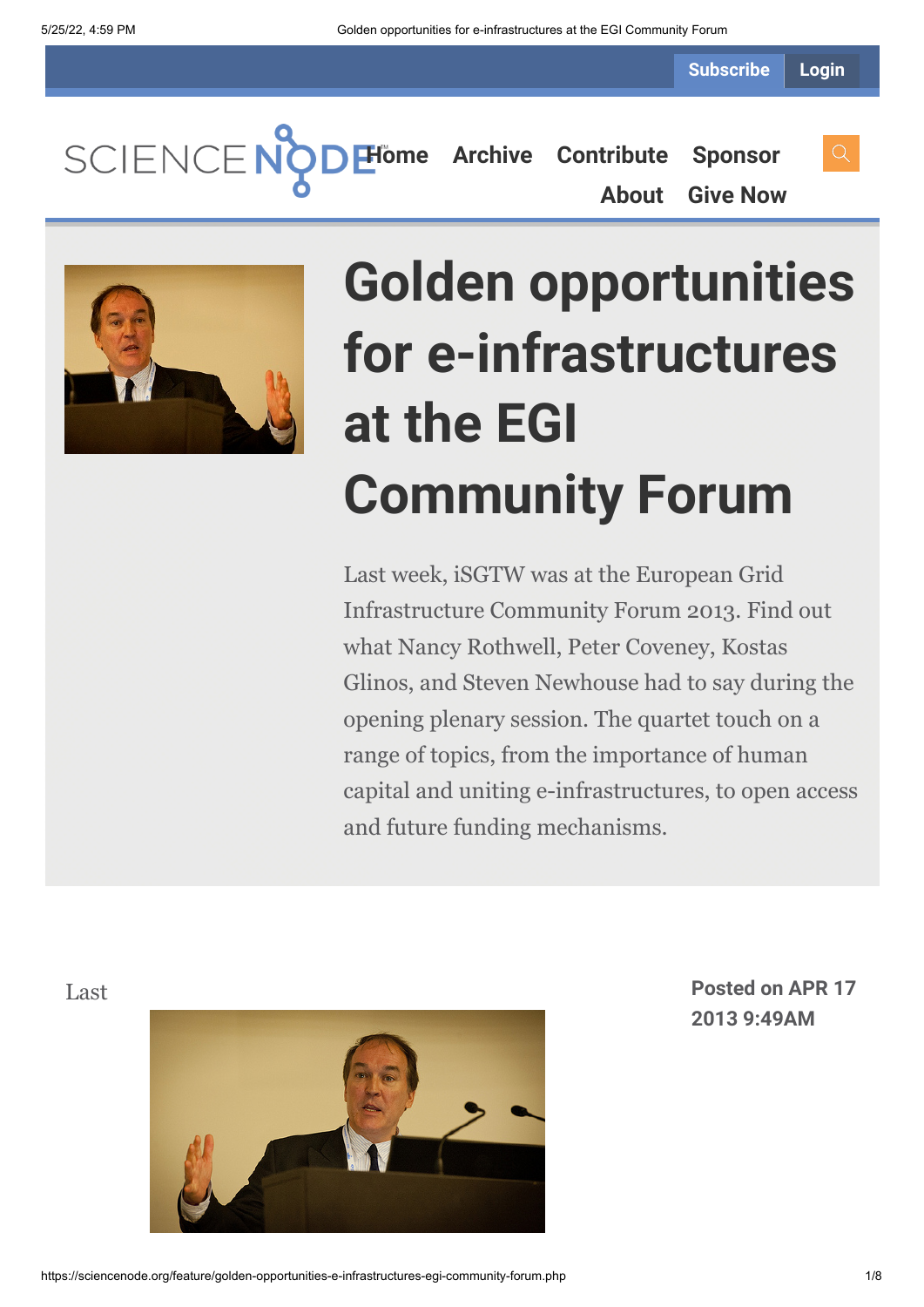Subscribe Login

SCIENCE NODE

Home Archive Contribute Sponsor About Give Now

# Golden opportunities for e-infrastructures at the EGI Community Forum

Last week, iSGTW was at the European Grid Infrastructure Community Forum 2013. Find out what Nancy Rothwell, Peter Coveney, Kostas Glinos, and Steven Newhouse had to say during the opening plenary session. The quartet touch on a range of topics, from the importance of human capital and uniting e-infrastructures, to open access and future funding mechanisms.

**Posted on APR 17 2013 9:49AM**

Last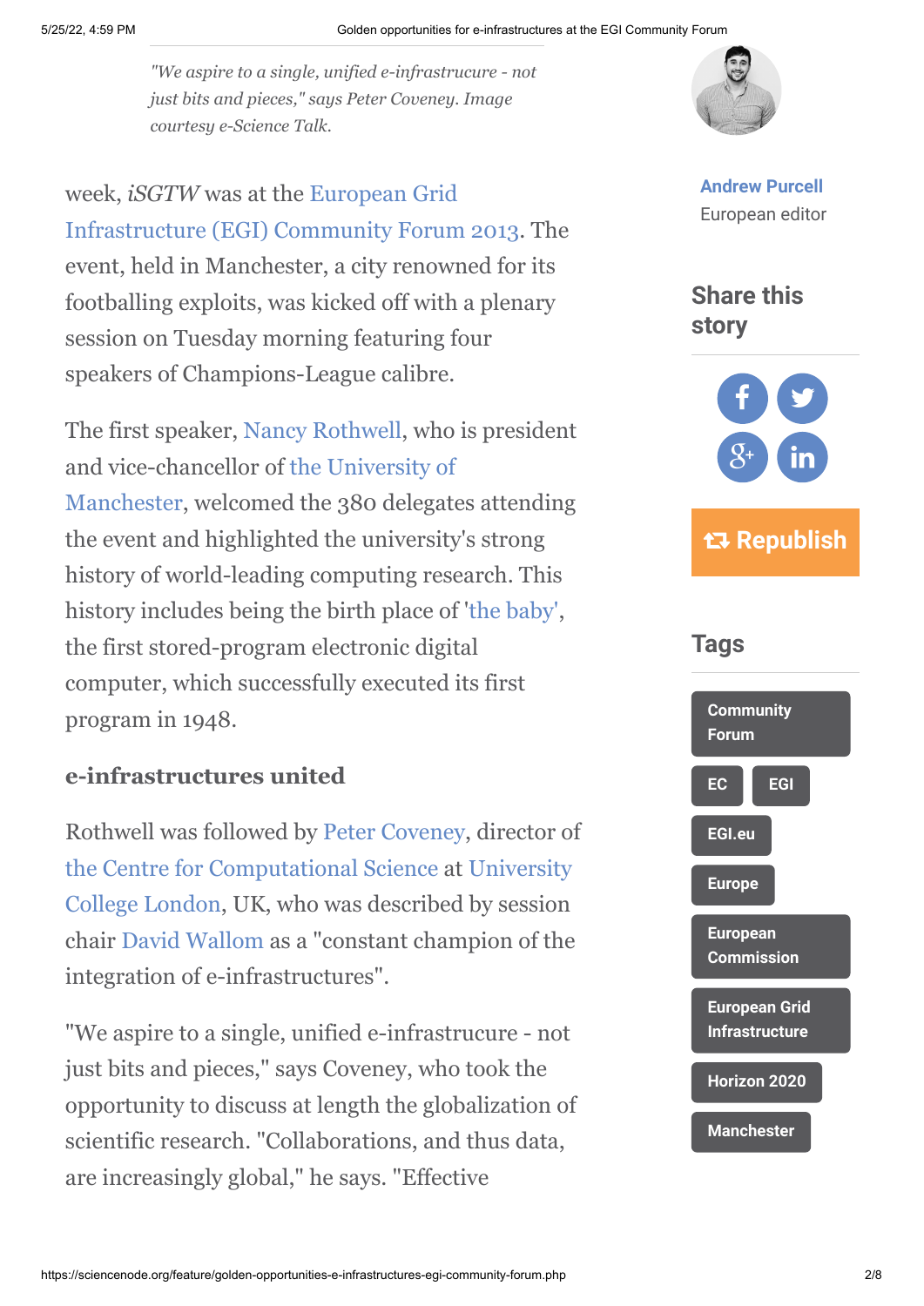*"We aspire to a single, unified e-infrastrucure - not just bits and pieces," says Peter Coveney. Image courtesy e-Science Talk.*

week, *iSGTW* was at the European Grid Infrastructure (EGI) Community Forum 2013. The event, held in Manchester, a city renowned for its footballing exploits, was kicked off with a plenary session on Tuesday morning featuring four speakers of Champions-League calibre.

The first speaker, Nancy Rothwell, who is president and vice-chancellor of the University of Manchester, welcomed the 380 delegates attending the event and highlighted the university's strong history of world-leading computing research. This history includes being the birth place of 'the baby', the first stored-program electronic digital computer, which successfully executed its first program in 1948.

### e-infrastructures united

Rothwell was followed by Peter Coveney, director of the Centre for Computational Science at University College London, UK, who was described by session chair David Wallom as a "constant champion of the integration of e-infrastructures".

"We aspire to a single, unified e-infrastrucure - not just bits and pieces," says Coveney, who took the opportunity to discuss at length the globalization of scientific research. "Collaborations, and thus data, are increasingly global," he says. "Effective

**Andrew Purcell**
European editor

## Share this story

Republish

## Tags

Community Forum

EC

EGI

EGI.eu

Europe

European Commission

European Grid Infrastructure

Horizon 2020

Manchester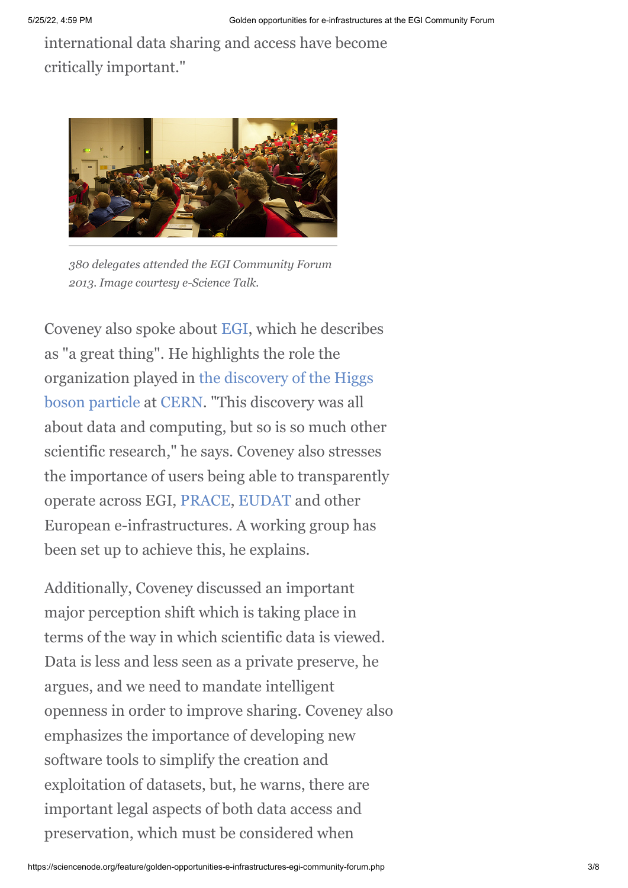international data sharing and access have become critically important."

*380 delegates attended the EGI Community Forum 2013. Image courtesy e-Science Talk.*

Coveney also spoke about EGI, which he describes as "a great thing". He highlights the role the organization played in the discovery of the Higgs boson particle at CERN. "This discovery was all about data and computing, but so is so much other scientific research," he says. Coveney also stresses the importance of users being able to transparently operate across EGI, PRACE, EUDAT and other European e-infrastructures. A working group has been set up to achieve this, he explains.

Additionally, Coveney discussed an important major perception shift which is taking place in terms of the way in which scientific data is viewed. Data is less and less seen as a private preserve, he argues, and we need to mandate intelligent openness in order to improve sharing. Coveney also emphasizes the importance of developing new software tools to simplify the creation and exploitation of datasets, but, he warns, there are important legal aspects of both data access and preservation, which must be considered when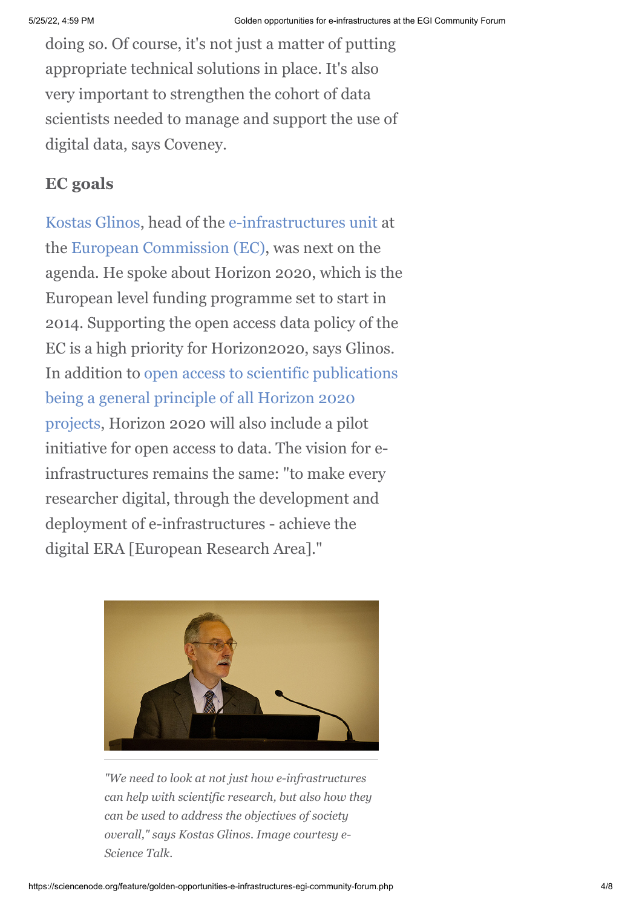doing so. Of course, it's not just a matter of putting appropriate technical solutions in place. It's also very important to strengthen the cohort of data scientists needed to manage and support the use of digital data, says Coveney.

### EC goals

Kostas Glinos, head of the e-infrastructures unit at the European Commission (EC), was next on the agenda. He spoke about Horizon 2020, which is the European level funding programme set to start in 2014. Supporting the open access data policy of the EC is a high priority for Horizon2020, says Glinos. In addition to open access to scientific publications being a general principle of all Horizon 2020 projects, Horizon 2020 will also include a pilot initiative for open access to data. The vision for e-infrastructures remains the same: "to make every researcher digital, through the development and deployment of e-infrastructures - achieve the digital ERA [European Research Area]."

*"We need to look at not just how e-infrastructures can help with scientific research, but also how they can be used to address the objectives of society overall," says Kostas Glinos. Image courtesy e-Science Talk.*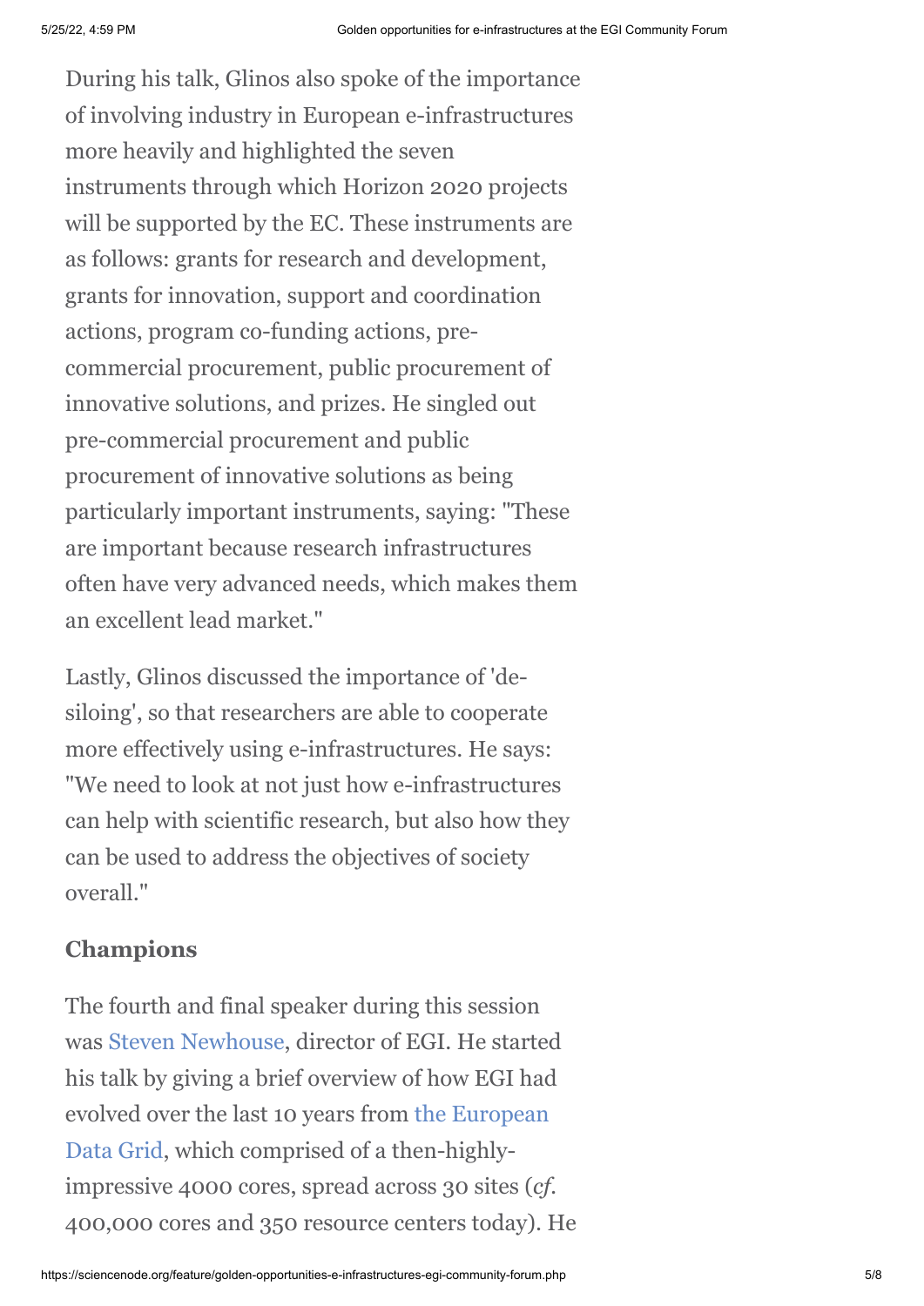During his talk, Glinos also spoke of the importance of involving industry in European e-infrastructures more heavily and highlighted the seven instruments through which Horizon 2020 projects will be supported by the EC. These instruments are as follows: grants for research and development, grants for innovation, support and coordination actions, program co-funding actions, pre-commercial procurement, public procurement of innovative solutions, and prizes. He singled out pre-commercial procurement and public procurement of innovative solutions as being particularly important instruments, saying: "These are important because research infrastructures often have very advanced needs, which makes them an excellent lead market."

Lastly, Glinos discussed the importance of 'de-siloing', so that researchers are able to cooperate more effectively using e-infrastructures. He says: "We need to look at not just how e-infrastructures can help with scientific research, but also how they can be used to address the objectives of society overall."

### Champions

The fourth and final speaker during this session was Steven Newhouse, director of EGI. He started his talk by giving a brief overview of how EGI had evolved over the last 10 years from the European Data Grid, which comprised of a then-highly-impressive 4000 cores, spread across 30 sites (*cf*. 400,000 cores and 350 resource centers today). He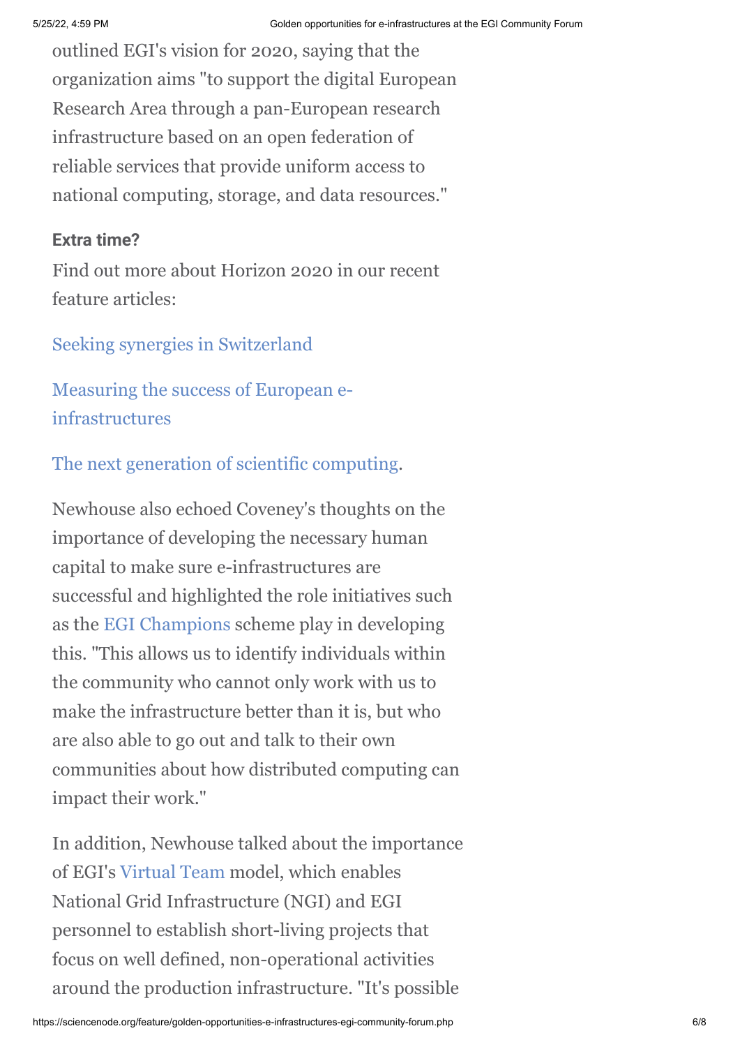outlined EGI's vision for 2020, saying that the organization aims "to support the digital European Research Area through a pan-European research infrastructure based on an open federation of reliable services that provide uniform access to national computing, storage, and data resources."

**Extra time?**

Find out more about Horizon 2020 in our recent feature articles:

Seeking synergies in Switzerland

Measuring the success of European e-infrastructures

The next generation of scientific computing.

Newhouse also echoed Coveney's thoughts on the importance of developing the necessary human capital to make sure e-infrastructures are successful and highlighted the role initiatives such as the EGI Champions scheme play in developing this. "This allows us to identify individuals within the community who cannot only work with us to make the infrastructure better than it is, but who are also able to go out and talk to their own communities about how distributed computing can impact their work."

In addition, Newhouse talked about the importance of EGI's Virtual Team model, which enables National Grid Infrastructure (NGI) and EGI personnel to establish short-living projects that focus on well defined, non-operational activities around the production infrastructure. "It's possible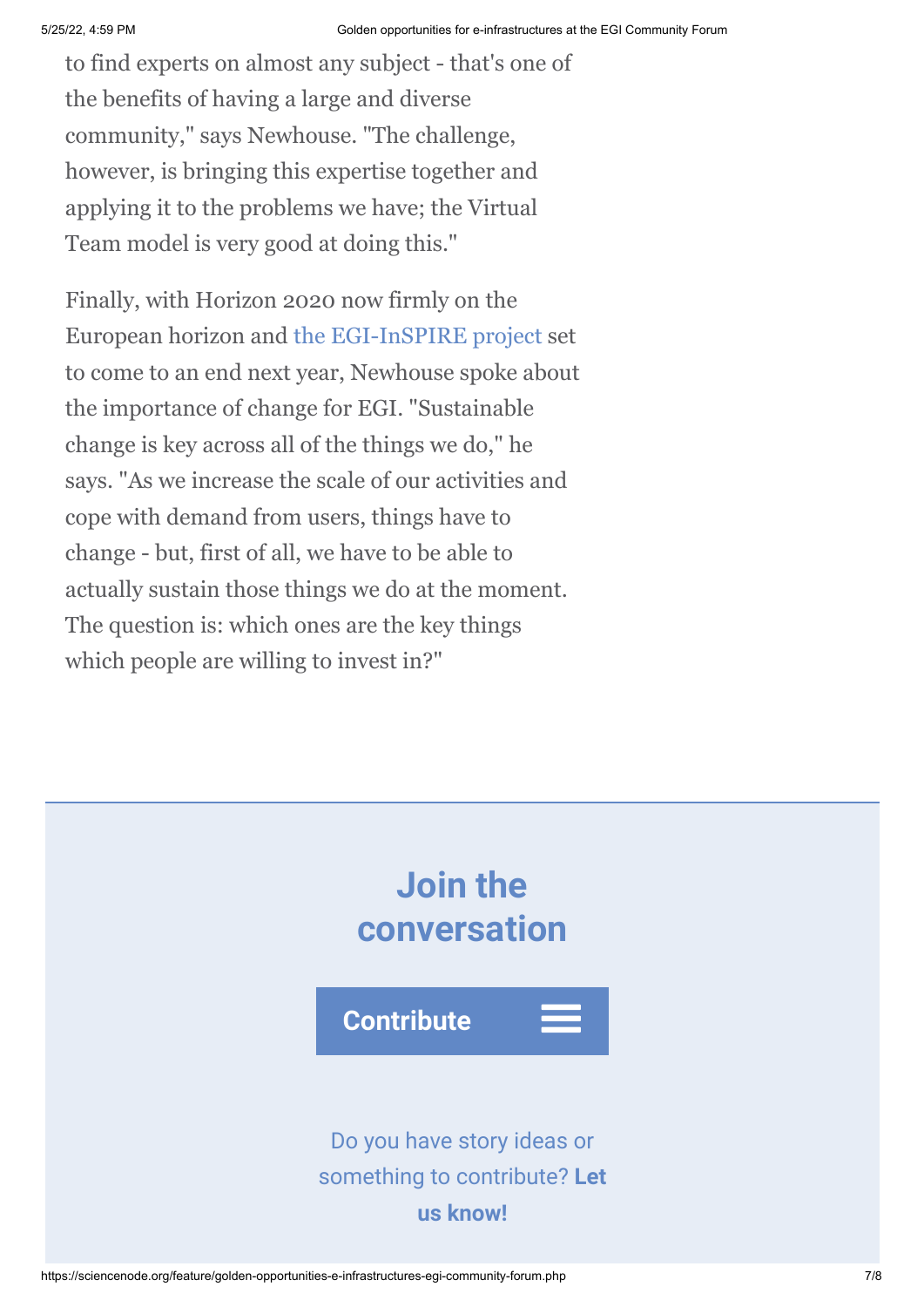to find experts on almost any subject - that's one of the benefits of having a large and diverse community," says Newhouse. "The challenge, however, is bringing this expertise together and applying it to the problems we have; the Virtual Team model is very good at doing this."

Finally, with Horizon 2020 now firmly on the European horizon and the EGI-InSPIRE project set to come to an end next year, Newhouse spoke about the importance of change for EGI. "Sustainable change is key across all of the things we do," he says. "As we increase the scale of our activities and cope with demand from users, things have to change - but, first of all, we have to be able to actually sustain those things we do at the moment. The question is: which ones are the key things which people are willing to invest in?"

## Join the conversation

**Contribute**

Do you have story ideas or something to contribute? **Let us know!**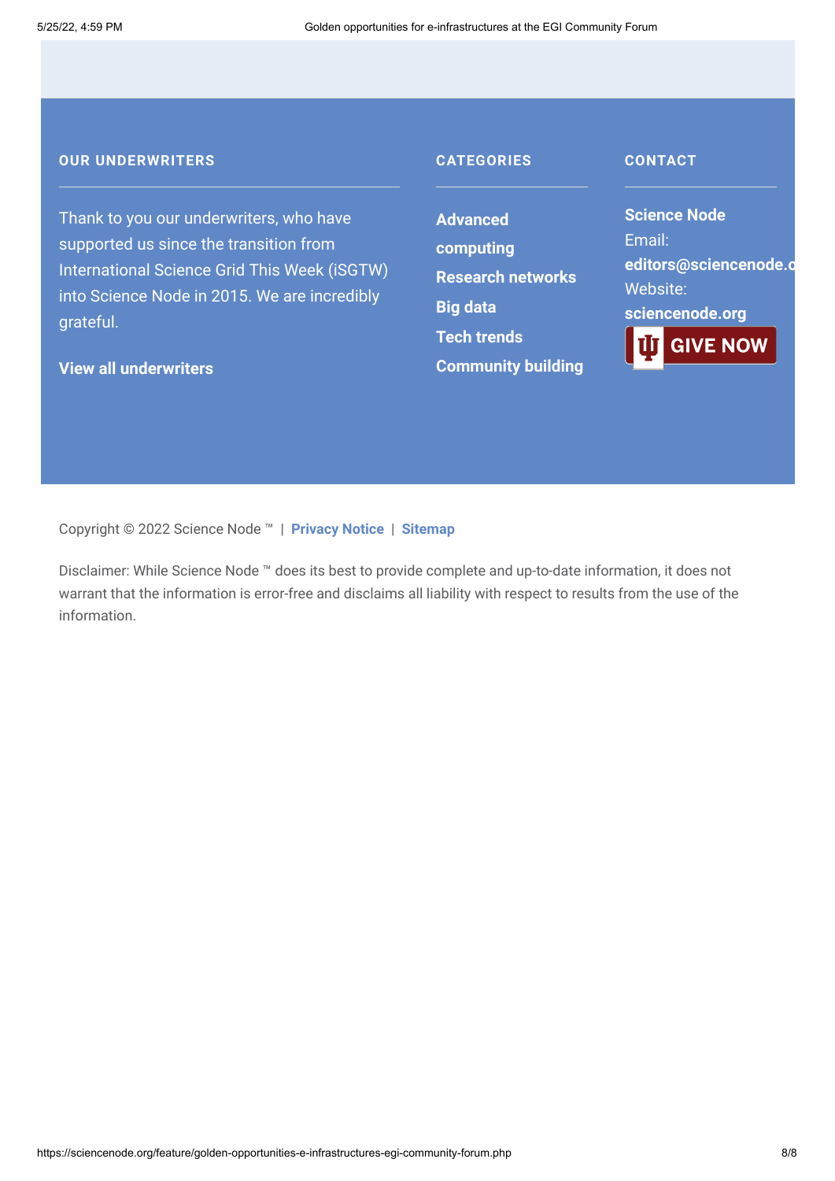## OUR UNDERWRITERS

Thank to you our underwriters, who have supported us since the transition from International Science Grid This Week (iSGTW) into Science Node in 2015. We are incredibly grateful.

**View all underwriters**

## CATEGORIES

**Advanced computing**

**Research networks**

**Big data**

**Tech trends**

**Community building**

## CONTACT

**Science Node**

Email:

**editors@sciencenode.o**

Website:

**sciencenode.org**

GIVE NOW

Copyright © 2022 Science Node ™ | **Privacy Notice** | **Sitemap**

Disclaimer: While Science Node ™ does its best to provide complete and up-to-date information, it does not warrant that the information is error-free and disclaims all liability with respect to results from the use of the information.